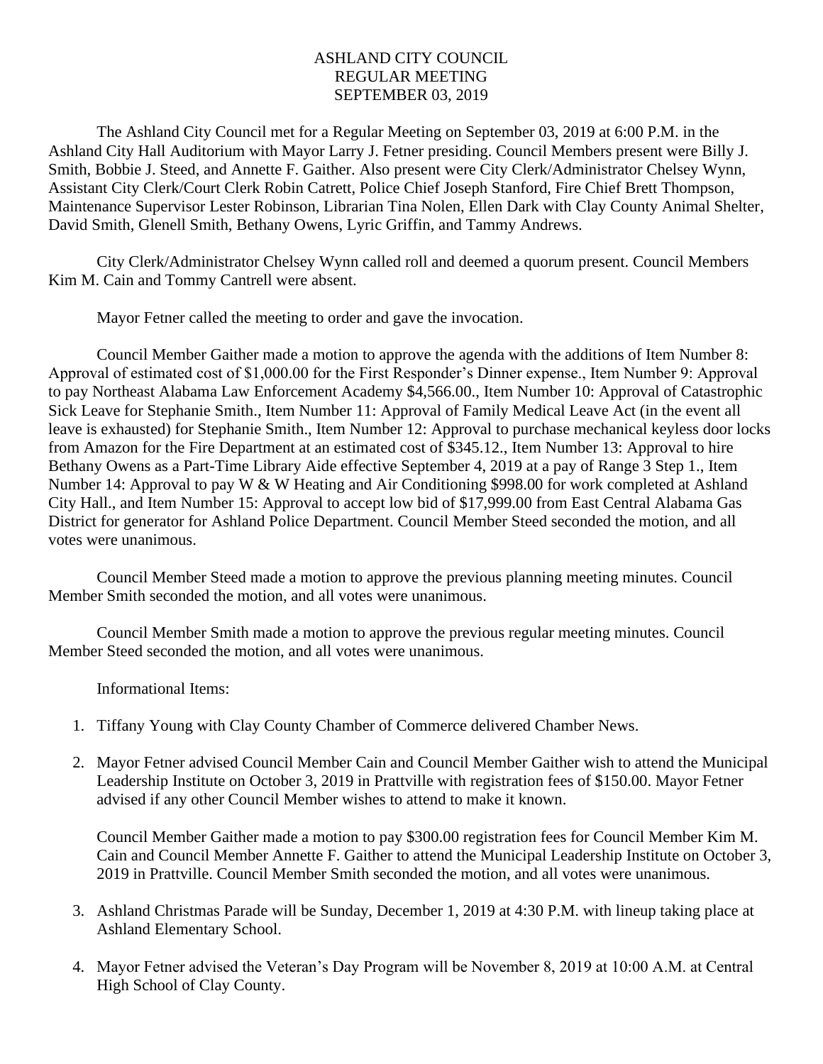# ASHLAND CITY COUNCIL
# REGULAR MEETING
# SEPTEMBER 03, 2019

The Ashland City Council met for a Regular Meeting on September 03, 2019 at 6:00 P.M. in the Ashland City Hall Auditorium with Mayor Larry J. Fetner presiding. Council Members present were Billy J. Smith, Bobbie J. Steed, and Annette F. Gaither. Also present were City Clerk/Administrator Chelsey Wynn, Assistant City Clerk/Court Clerk Robin Catrett, Police Chief Joseph Stanford, Fire Chief Brett Thompson, Maintenance Supervisor Lester Robinson, Librarian Tina Nolen, Ellen Dark with Clay County Animal Shelter, David Smith, Glenell Smith, Bethany Owens, Lyric Griffin, and Tammy Andrews.

City Clerk/Administrator Chelsey Wynn called roll and deemed a quorum present. Council Members Kim M. Cain and Tommy Cantrell were absent.

Mayor Fetner called the meeting to order and gave the invocation.

Council Member Gaither made a motion to approve the agenda with the additions of Item Number 8: Approval of estimated cost of $1,000.00 for the First Responder's Dinner expense., Item Number 9: Approval to pay Northeast Alabama Law Enforcement Academy $4,566.00., Item Number 10: Approval of Catastrophic Sick Leave for Stephanie Smith., Item Number 11: Approval of Family Medical Leave Act (in the event all leave is exhausted) for Stephanie Smith., Item Number 12: Approval to purchase mechanical keyless door locks from Amazon for the Fire Department at an estimated cost of $345.12., Item Number 13: Approval to hire Bethany Owens as a Part-Time Library Aide effective September 4, 2019 at a pay of Range 3 Step 1., Item Number 14: Approval to pay W & W Heating and Air Conditioning $998.00 for work completed at Ashland City Hall., and Item Number 15: Approval to accept low bid of $17,999.00 from East Central Alabama Gas District for generator for Ashland Police Department. Council Member Steed seconded the motion, and all votes were unanimous.

Council Member Steed made a motion to approve the previous planning meeting minutes. Council Member Smith seconded the motion, and all votes were unanimous.

Council Member Smith made a motion to approve the previous regular meeting minutes. Council Member Steed seconded the motion, and all votes were unanimous.

Informational Items:

1. Tiffany Young with Clay County Chamber of Commerce delivered Chamber News.

2. Mayor Fetner advised Council Member Cain and Council Member Gaither wish to attend the Municipal Leadership Institute on October 3, 2019 in Prattville with registration fees of $150.00. Mayor Fetner advised if any other Council Member wishes to attend to make it known.

   Council Member Gaither made a motion to pay $300.00 registration fees for Council Member Kim M. Cain and Council Member Annette F. Gaither to attend the Municipal Leadership Institute on October 3, 2019 in Prattville. Council Member Smith seconded the motion, and all votes were unanimous.

3. Ashland Christmas Parade will be Sunday, December 1, 2019 at 4:30 P.M. with lineup taking place at Ashland Elementary School.

4. Mayor Fetner advised the Veteran's Day Program will be November 8, 2019 at 10:00 A.M. at Central High School of Clay County.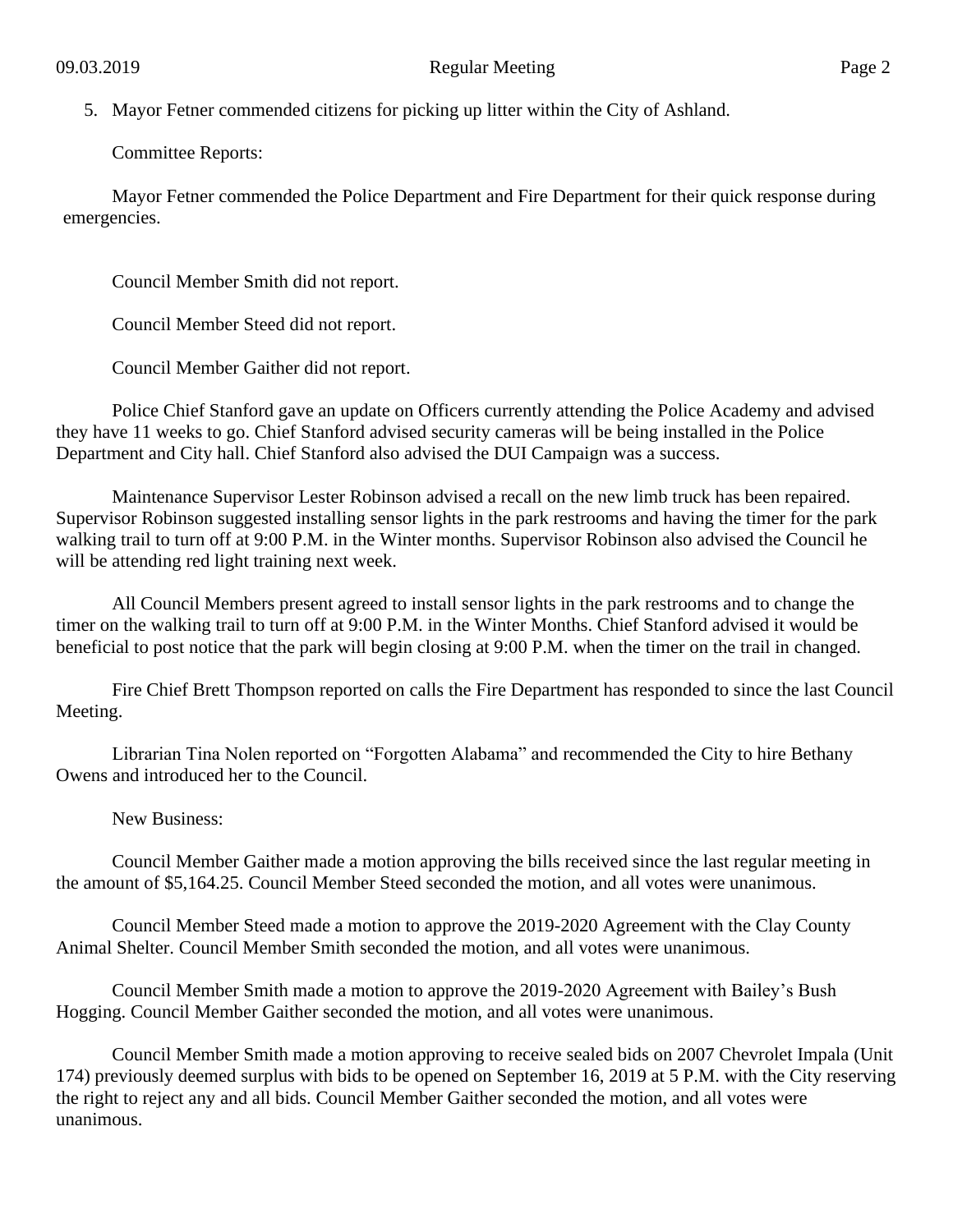5. Mayor Fetner commended citizens for picking up litter within the City of Ashland.

Committee Reports:

Mayor Fetner commended the Police Department and Fire Department for their quick response during emergencies.

Council Member Smith did not report.

Council Member Steed did not report.

Council Member Gaither did not report.

Police Chief Stanford gave an update on Officers currently attending the Police Academy and advised they have 11 weeks to go. Chief Stanford advised security cameras will be being installed in the Police Department and City hall. Chief Stanford also advised the DUI Campaign was a success.

Maintenance Supervisor Lester Robinson advised a recall on the new limb truck has been repaired. Supervisor Robinson suggested installing sensor lights in the park restrooms and having the timer for the park walking trail to turn off at 9:00 P.M. in the Winter months. Supervisor Robinson also advised the Council he will be attending red light training next week.

All Council Members present agreed to install sensor lights in the park restrooms and to change the timer on the walking trail to turn off at 9:00 P.M. in the Winter Months. Chief Stanford advised it would be beneficial to post notice that the park will begin closing at 9:00 P.M. when the timer on the trail in changed.

Fire Chief Brett Thompson reported on calls the Fire Department has responded to since the last Council Meeting.

Librarian Tina Nolen reported on "Forgotten Alabama" and recommended the City to hire Bethany Owens and introduced her to the Council.

New Business:

Council Member Gaither made a motion approving the bills received since the last regular meeting in the amount of $5,164.25. Council Member Steed seconded the motion, and all votes were unanimous.

Council Member Steed made a motion to approve the 2019-2020 Agreement with the Clay County Animal Shelter. Council Member Smith seconded the motion, and all votes were unanimous.

Council Member Smith made a motion to approve the 2019-2020 Agreement with Bailey's Bush Hogging. Council Member Gaither seconded the motion, and all votes were unanimous.

Council Member Smith made a motion approving to receive sealed bids on 2007 Chevrolet Impala (Unit 174) previously deemed surplus with bids to be opened on September 16, 2019 at 5 P.M. with the City reserving the right to reject any and all bids. Council Member Gaither seconded the motion, and all votes were unanimous.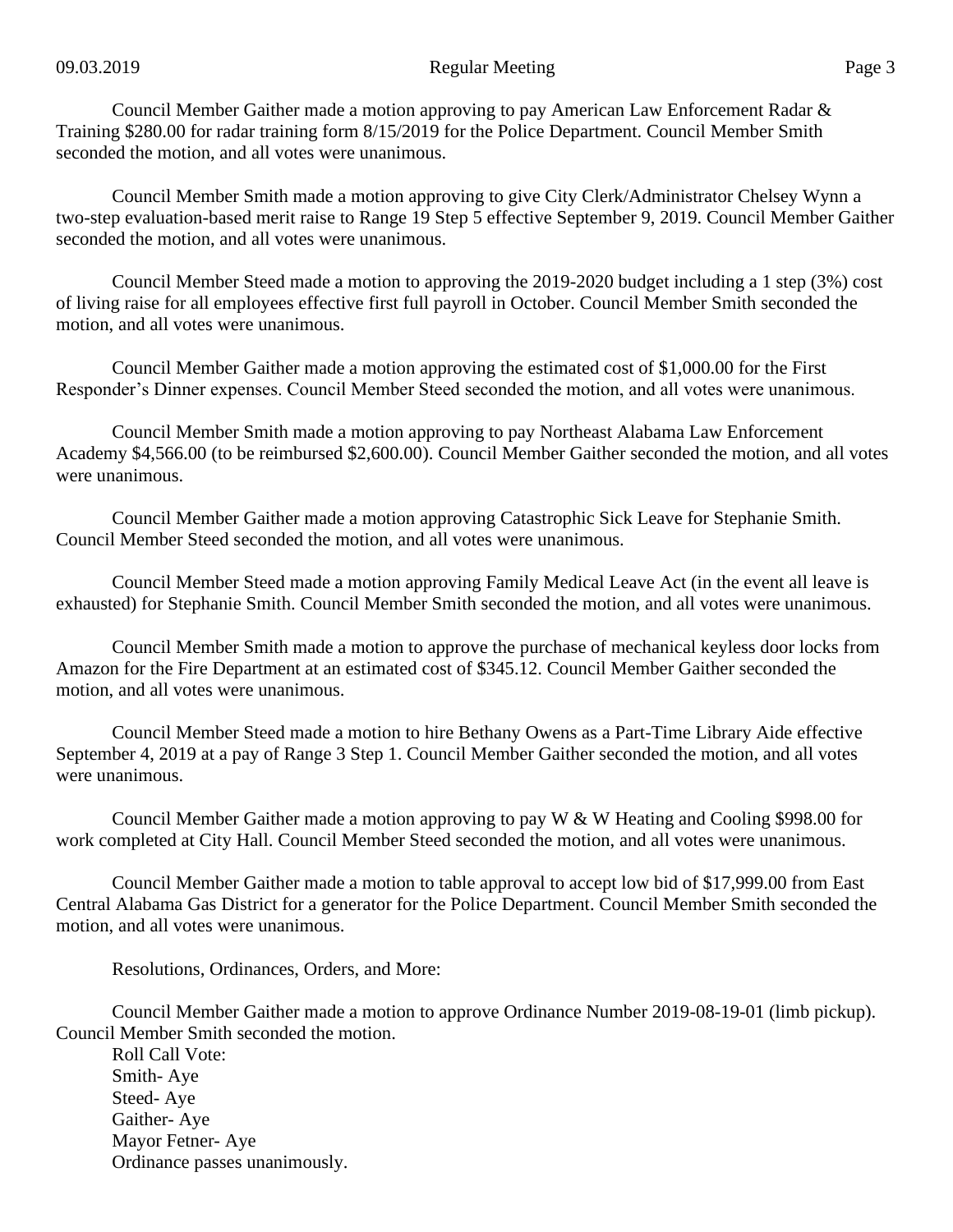Council Member Gaither made a motion approving to pay American Law Enforcement Radar & Training $280.00 for radar training form 8/15/2019 for the Police Department. Council Member Smith seconded the motion, and all votes were unanimous.

Council Member Smith made a motion approving to give City Clerk/Administrator Chelsey Wynn a two-step evaluation-based merit raise to Range 19 Step 5 effective September 9, 2019. Council Member Gaither seconded the motion, and all votes were unanimous.

Council Member Steed made a motion to approving the 2019-2020 budget including a 1 step (3%) cost of living raise for all employees effective first full payroll in October. Council Member Smith seconded the motion, and all votes were unanimous.

Council Member Gaither made a motion approving the estimated cost of $1,000.00 for the First Responder's Dinner expenses. Council Member Steed seconded the motion, and all votes were unanimous.

Council Member Smith made a motion approving to pay Northeast Alabama Law Enforcement Academy $4,566.00 (to be reimbursed $2,600.00). Council Member Gaither seconded the motion, and all votes were unanimous.

Council Member Gaither made a motion approving Catastrophic Sick Leave for Stephanie Smith. Council Member Steed seconded the motion, and all votes were unanimous.

Council Member Steed made a motion approving Family Medical Leave Act (in the event all leave is exhausted) for Stephanie Smith. Council Member Smith seconded the motion, and all votes were unanimous.

Council Member Smith made a motion to approve the purchase of mechanical keyless door locks from Amazon for the Fire Department at an estimated cost of $345.12. Council Member Gaither seconded the motion, and all votes were unanimous.

Council Member Steed made a motion to hire Bethany Owens as a Part-Time Library Aide effective September 4, 2019 at a pay of Range 3 Step 1. Council Member Gaither seconded the motion, and all votes were unanimous.

Council Member Gaither made a motion approving to pay W & W Heating and Cooling $998.00 for work completed at City Hall. Council Member Steed seconded the motion, and all votes were unanimous.

Council Member Gaither made a motion to table approval to accept low bid of $17,999.00 from East Central Alabama Gas District for a generator for the Police Department. Council Member Smith seconded the motion, and all votes were unanimous.

Resolutions, Ordinances, Orders, and More:

Council Member Gaither made a motion to approve Ordinance Number 2019-08-19-01 (limb pickup). Council Member Smith seconded the motion.

Roll Call Vote:
Smith- Aye
Steed- Aye
Gaither- Aye
Mayor Fetner- Aye
Ordinance passes unanimously.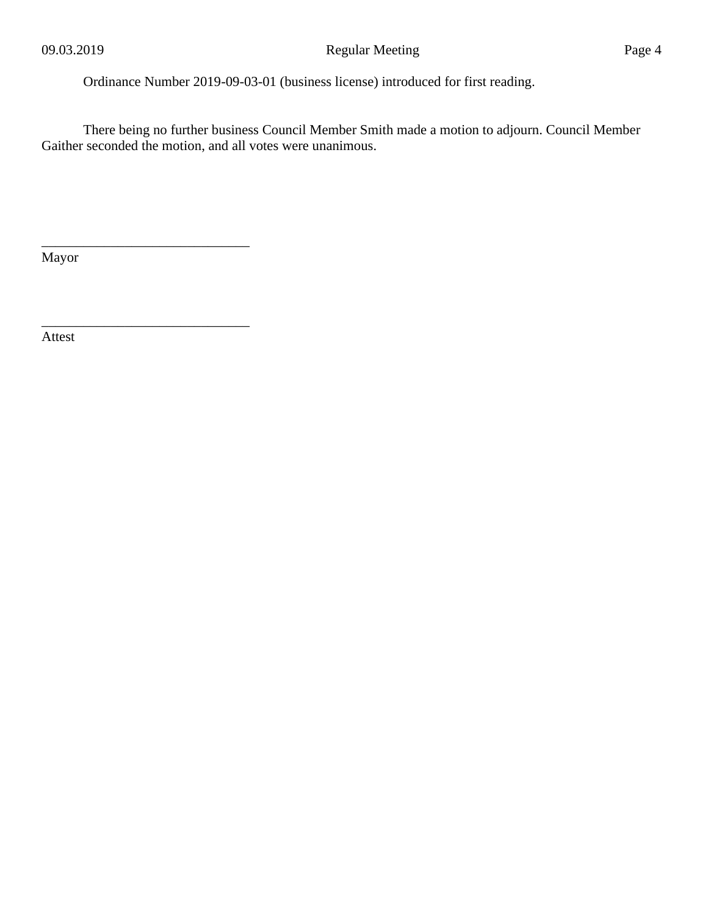Ordinance Number 2019-09-03-01 (business license) introduced for first reading.

There being no further business Council Member Smith made a motion to adjourn. Council Member Gaither seconded the motion, and all votes were unanimous.

______________________________
Mayor

______________________________
Attest